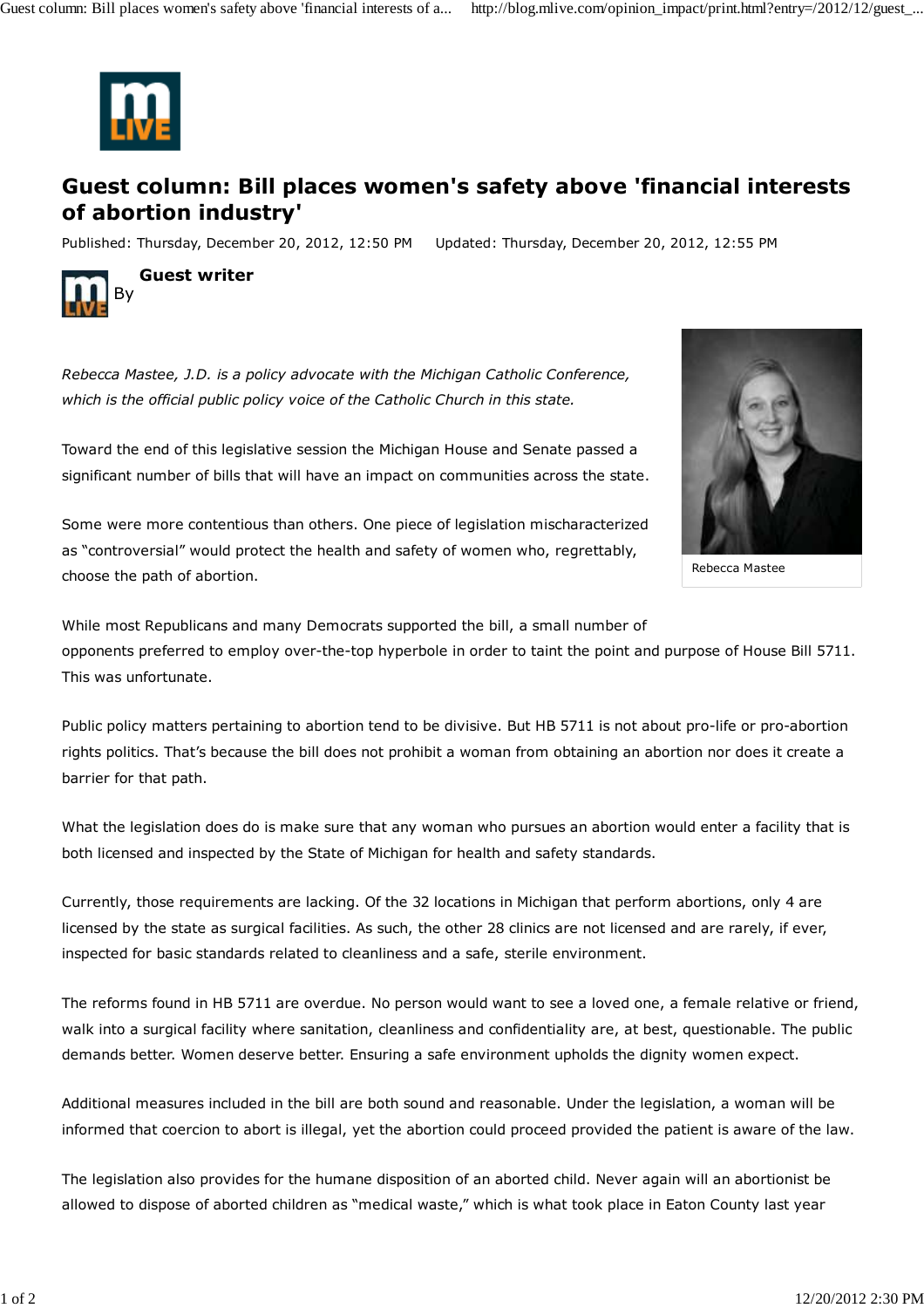# Guest column: Bill places women's safety above 'financial interests of abortion industry'

Published: Thursday, December 20, 2012, 12:50 PM     Updated: Thursday, December 20, 2012, 12:55 PM

By **Guest writer**

*Rebecca Mastee, J.D. is a policy advocate with the Michigan Catholic Conference, which is the official public policy voice of the Catholic Church in this state.*

Rebecca Mastee

Toward the end of this legislative session the Michigan House and Senate passed a significant number of bills that will have an impact on communities across the state.

Some were more contentious than others. One piece of legislation mischaracterized as "controversial" would protect the health and safety of women who, regrettably, choose the path of abortion.

While most Republicans and many Democrats supported the bill, a small number of opponents preferred to employ over-the-top hyperbole in order to taint the point and purpose of House Bill 5711. This was unfortunate.

Public policy matters pertaining to abortion tend to be divisive. But HB 5711 is not about pro-life or pro-abortion rights politics. That's because the bill does not prohibit a woman from obtaining an abortion nor does it create a barrier for that path.

What the legislation does do is make sure that any woman who pursues an abortion would enter a facility that is both licensed and inspected by the State of Michigan for health and safety standards.

Currently, those requirements are lacking. Of the 32 locations in Michigan that perform abortions, only 4 are licensed by the state as surgical facilities. As such, the other 28 clinics are not licensed and are rarely, if ever, inspected for basic standards related to cleanliness and a safe, sterile environment.

The reforms found in HB 5711 are overdue. No person would want to see a loved one, a female relative or friend, walk into a surgical facility where sanitation, cleanliness and confidentiality are, at best, questionable. The public demands better. Women deserve better. Ensuring a safe environment upholds the dignity women expect.

Additional measures included in the bill are both sound and reasonable. Under the legislation, a woman will be informed that coercion to abort is illegal, yet the abortion could proceed provided the patient is aware of the law.

The legislation also provides for the humane disposition of an aborted child. Never again will an abortionist be allowed to dispose of aborted children as "medical waste," which is what took place in Eaton County last year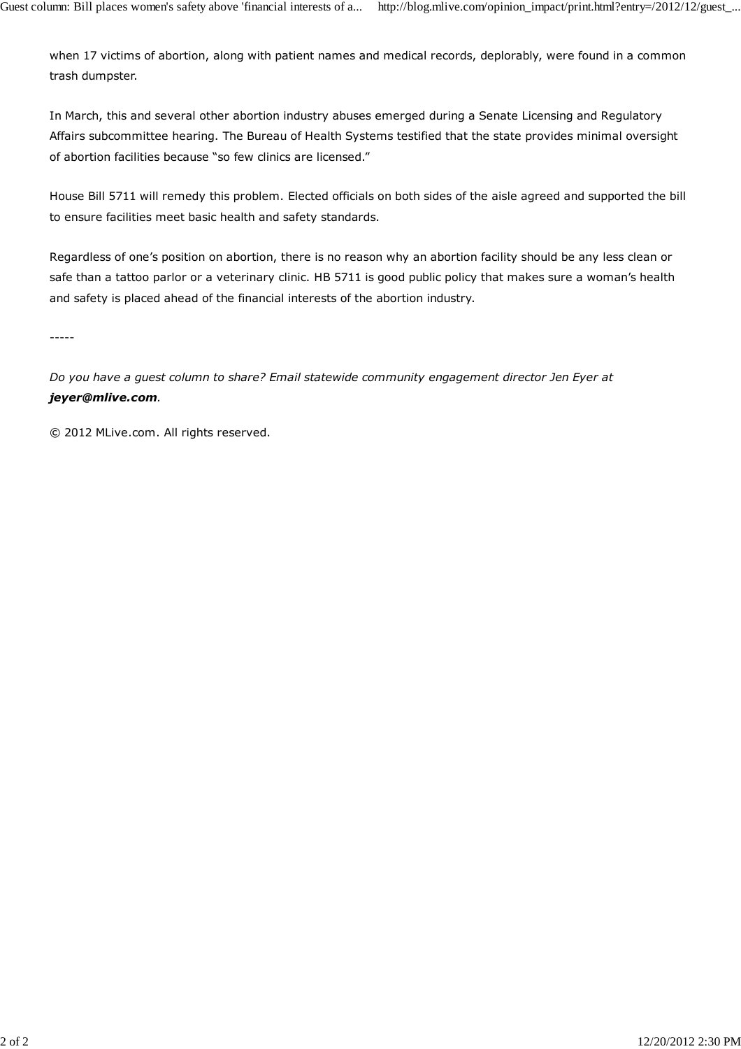when 17 victims of abortion, along with patient names and medical records, deplorably, were found in a common trash dumpster.

In March, this and several other abortion industry abuses emerged during a Senate Licensing and Regulatory Affairs subcommittee hearing. The Bureau of Health Systems testified that the state provides minimal oversight of abortion facilities because “so few clinics are licensed.”

House Bill 5711 will remedy this problem. Elected officials on both sides of the aisle agreed and supported the bill to ensure facilities meet basic health and safety standards.

Regardless of one’s position on abortion, there is no reason why an abortion facility should be any less clean or safe than a tattoo parlor or a veterinary clinic. HB 5711 is good public policy that makes sure a woman’s health and safety is placed ahead of the financial interests of the abortion industry.

-----

*Do you have a guest column to share? Email statewide community engagement director Jen Eyer at **jeyer@mlive.com**.*

© 2012 MLive.com. All rights reserved.